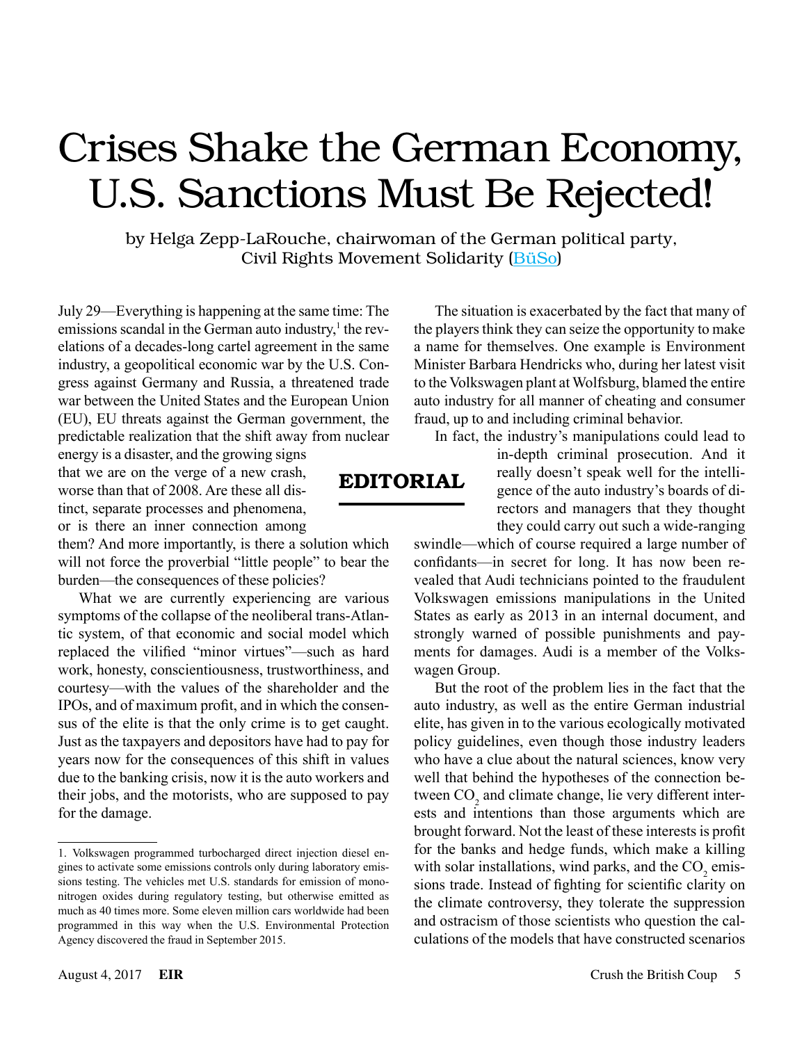# Crises Shake the German Economy, U.S. Sanctions Must Be Rejected!

by Helga Zepp-LaRouche, chairwoman of the German political party, Civil Rights Movement Solidarity (BüSo)

**EDITORIAL**

July 29—Everything is happening at the same time: The emissions scandal in the German auto industry,[1] the revelations of a decades-long cartel agreement in the same industry, a geopolitical economic war by the U.S. Congress against Germany and Russia, a threatened trade war between the United States and the European Union (EU), EU threats against the German government, the predictable realization that the shift away from nuclear energy is a disaster, and the growing signs that we are on the verge of a new crash, worse than that of 2008. Are these all distinct, separate processes and phenomena, or is there an inner connection among them? And more importantly, is there a solution which will not force the proverbial "little people" to bear the burden—the consequences of these policies?

What we are currently experiencing are various symptoms of the collapse of the neoliberal trans-Atlantic system, of that economic and social model which replaced the vilified "minor virtues"—such as hard work, honesty, conscientiousness, trustworthiness, and courtesy—with the values of the shareholder and the IPOs, and of maximum profit, and in which the consensus of the elite is that the only crime is to get caught. Just as the taxpayers and depositors have had to pay for years now for the consequences of this shift in values due to the banking crisis, now it is the auto workers and their jobs, and the motorists, who are supposed to pay for the damage.

The situation is exacerbated by the fact that many of the players think they can seize the opportunity to make a name for themselves. One example is Environment Minister Barbara Hendricks who, during her latest visit to the Volkswagen plant at Wolfsburg, blamed the entire auto industry for all manner of cheating and consumer fraud, up to and including criminal behavior.

In fact, the industry's manipulations could lead to in-depth criminal prosecution. And it really doesn't speak well for the intelligence of the auto industry's boards of directors and managers that they thought they could carry out such a wide-ranging swindle—which of course required a large number of confidants—in secret for long. It has now been revealed that Audi technicians pointed to the fraudulent Volkswagen emissions manipulations in the United States as early as 2013 in an internal document, and strongly warned of possible punishments and payments for damages. Audi is a member of the Volkswagen Group.

But the root of the problem lies in the fact that the auto industry, as well as the entire German industrial elite, has given in to the various ecologically motivated policy guidelines, even though those industry leaders who have a clue about the natural sciences, know very well that behind the hypotheses of the connection between $CO_2$ and climate change, lie very different interests and intentions than those arguments which are brought forward. Not the least of these interests is profit for the banks and hedge funds, which make a killing with solar installations, wind parks, and the $CO_2$ emissions trade. Instead of fighting for scientific clarity on the climate controversy, they tolerate the suppression and ostracism of those scientists who question the calculations of the models that have constructed scenarios

---

1. Volkswagen programmed turbocharged direct injection diesel engines to activate some emissions controls only during laboratory emissions testing. The vehicles met U.S. standards for emission of mononitrogen oxides during regulatory testing, but otherwise emitted as much as 40 times more. Some eleven million cars worldwide had been programmed in this way when the U.S. Environmental Protection Agency discovered the fraud in September 2015.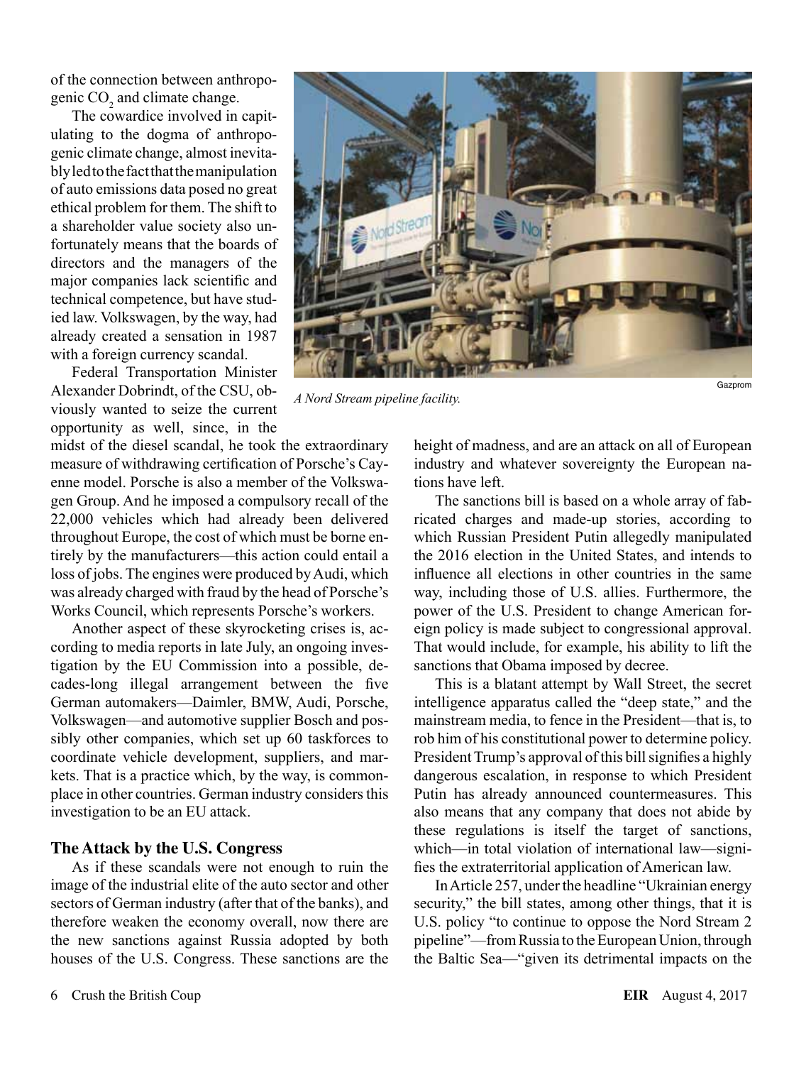of the connection between anthropogenic $CO_2$ and climate change.

The cowardice involved in capitulating to the dogma of anthropogenic climate change, almost inevitably led to the fact that the manipulation of auto emissions data posed no great ethical problem for them. The shift to a shareholder value society also unfortunately means that the boards of directors and the managers of the major companies lack scientific and technical competence, but have studied law. Volkswagen, by the way, had already created a sensation in 1987 with a foreign currency scandal.

Federal Transportation Minister Alexander Dobrindt, of the CSU, obviously wanted to seize the current opportunity as well, since, in the midst of the diesel scandal, he took the extraordinary measure of withdrawing certification of Porsche's Cayenne model. Porsche is also a member of the Volkswagen Group. And he imposed a compulsory recall of the 22,000 vehicles which had already been delivered throughout Europe, the cost of which must be borne entirely by the manufacturers—this action could entail a loss of jobs. The engines were produced by Audi, which was already charged with fraud by the head of Porsche's Works Council, which represents Porsche's workers.

Another aspect of these skyrocketing crises is, according to media reports in late July, an ongoing investigation by the EU Commission into a possible, decades-long illegal arrangement between the five German automakers—Daimler, BMW, Audi, Porsche, Volkswagen—and automotive supplier Bosch and possibly other companies, which set up 60 taskforces to coordinate vehicle development, suppliers, and markets. That is a practice which, by the way, is commonplace in other countries. German industry considers this investigation to be an EU attack.

Gazprom

*A Nord Stream pipeline facility.*

## The Attack by the U.S. Congress

As if these scandals were not enough to ruin the image of the industrial elite of the auto sector and other sectors of German industry (after that of the banks), and therefore weaken the economy overall, now there are the new sanctions against Russia adopted by both houses of the U.S. Congress. These sanctions are the height of madness, and are an attack on all of European industry and whatever sovereignty the European nations have left.

The sanctions bill is based on a whole array of fabricated charges and made-up stories, according to which Russian President Putin allegedly manipulated the 2016 election in the United States, and intends to influence all elections in other countries in the same way, including those of U.S. allies. Furthermore, the power of the U.S. President to change American foreign policy is made subject to congressional approval. That would include, for example, his ability to lift the sanctions that Obama imposed by decree.

This is a blatant attempt by Wall Street, the secret intelligence apparatus called the "deep state," and the mainstream media, to fence in the President—that is, to rob him of his constitutional power to determine policy. President Trump's approval of this bill signifies a highly dangerous escalation, in response to which President Putin has already announced countermeasures. This also means that any company that does not abide by these regulations is itself the target of sanctions, which—in total violation of international law—signifies the extraterritorial application of American law.

In Article 257, under the headline "Ukrainian energy security," the bill states, among other things, that it is U.S. policy "to continue to oppose the Nord Stream 2 pipeline"—from Russia to the European Union, through the Baltic Sea—"given its detrimental impacts on the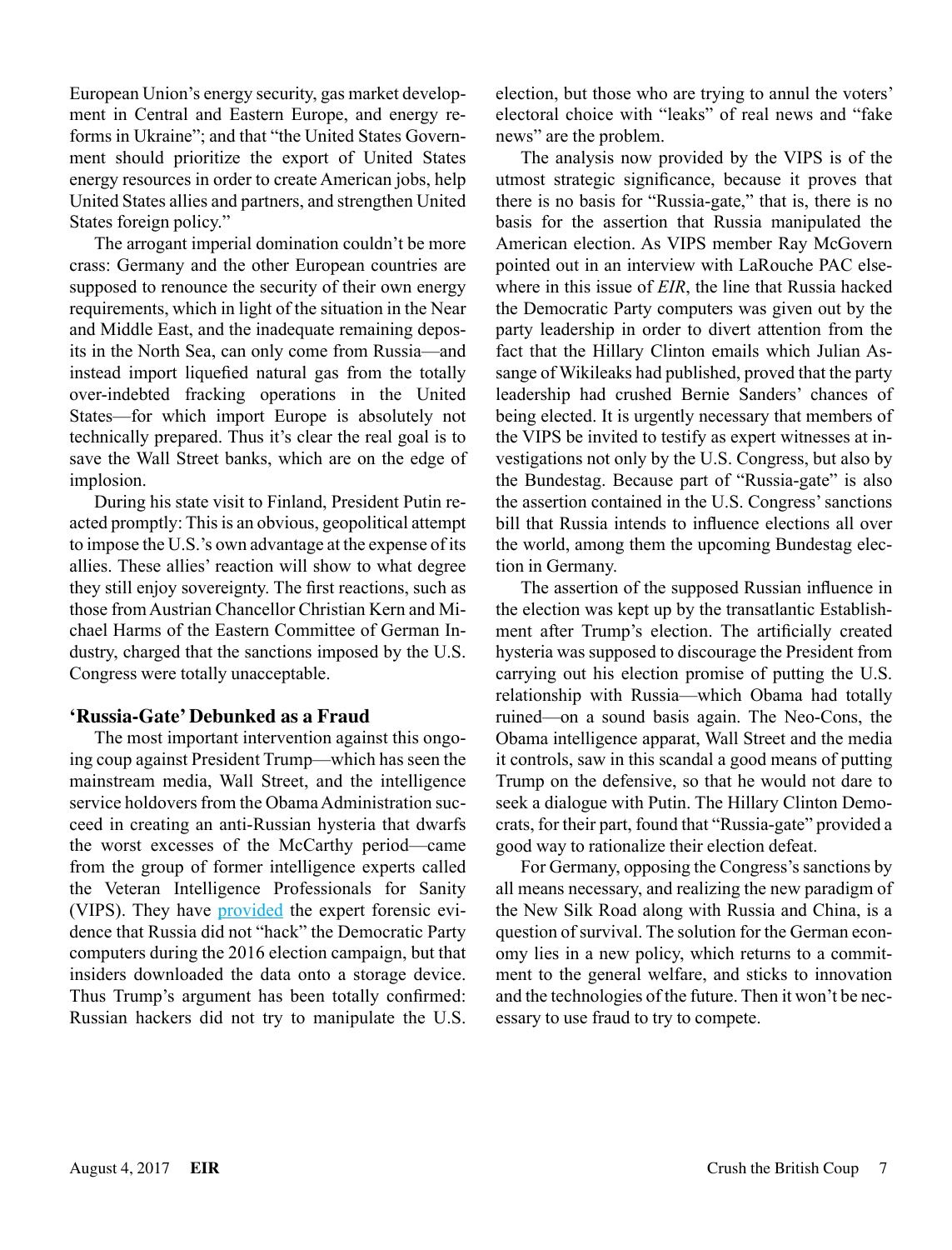European Union's energy security, gas market development in Central and Eastern Europe, and energy reforms in Ukraine"; and that "the United States Government should prioritize the export of United States energy resources in order to create American jobs, help United States allies and partners, and strengthen United States foreign policy."

The arrogant imperial domination couldn't be more crass: Germany and the other European countries are supposed to renounce the security of their own energy requirements, which in light of the situation in the Near and Middle East, and the inadequate remaining deposits in the North Sea, can only come from Russia—and instead import liquefied natural gas from the totally over-indebted fracking operations in the United States—for which import Europe is absolutely not technically prepared. Thus it's clear the real goal is to save the Wall Street banks, which are on the edge of implosion.

During his state visit to Finland, President Putin reacted promptly: This is an obvious, geopolitical attempt to impose the U.S.'s own advantage at the expense of its allies. These allies' reaction will show to what degree they still enjoy sovereignty. The first reactions, such as those from Austrian Chancellor Christian Kern and Michael Harms of the Eastern Committee of German Industry, charged that the sanctions imposed by the U.S. Congress were totally unacceptable.

## 'Russia-Gate' Debunked as a Fraud

The most important intervention against this ongoing coup against President Trump—which has seen the mainstream media, Wall Street, and the intelligence service holdovers from the Obama Administration succeed in creating an anti-Russian hysteria that dwarfs the worst excesses of the McCarthy period—came from the group of former intelligence experts called the Veteran Intelligence Professionals for Sanity (VIPS). They have provided the expert forensic evidence that Russia did not "hack" the Democratic Party computers during the 2016 election campaign, but that insiders downloaded the data onto a storage device. Thus Trump's argument has been totally confirmed: Russian hackers did not try to manipulate the U.S. election, but those who are trying to annul the voters' electoral choice with "leaks" of real news and "fake news" are the problem.

The analysis now provided by the VIPS is of the utmost strategic significance, because it proves that there is no basis for "Russia-gate," that is, there is no basis for the assertion that Russia manipulated the American election. As VIPS member Ray McGovern pointed out in an interview with LaRouche PAC elsewhere in this issue of *EIR*, the line that Russia hacked the Democratic Party computers was given out by the party leadership in order to divert attention from the fact that the Hillary Clinton emails which Julian Assange of Wikileaks had published, proved that the party leadership had crushed Bernie Sanders' chances of being elected. It is urgently necessary that members of the VIPS be invited to testify as expert witnesses at investigations not only by the U.S. Congress, but also by the Bundestag. Because part of "Russia-gate" is also the assertion contained in the U.S. Congress' sanctions bill that Russia intends to influence elections all over the world, among them the upcoming Bundestag election in Germany.

The assertion of the supposed Russian influence in the election was kept up by the transatlantic Establishment after Trump's election. The artificially created hysteria was supposed to discourage the President from carrying out his election promise of putting the U.S. relationship with Russia—which Obama had totally ruined—on a sound basis again. The Neo-Cons, the Obama intelligence apparat, Wall Street and the media it controls, saw in this scandal a good means of putting Trump on the defensive, so that he would not dare to seek a dialogue with Putin. The Hillary Clinton Democrats, for their part, found that "Russia-gate" provided a good way to rationalize their election defeat.

For Germany, opposing the Congress's sanctions by all means necessary, and realizing the new paradigm of the New Silk Road along with Russia and China, is a question of survival. The solution for the German economy lies in a new policy, which returns to a commitment to the general welfare, and sticks to innovation and the technologies of the future. Then it won't be necessary to use fraud to try to compete.